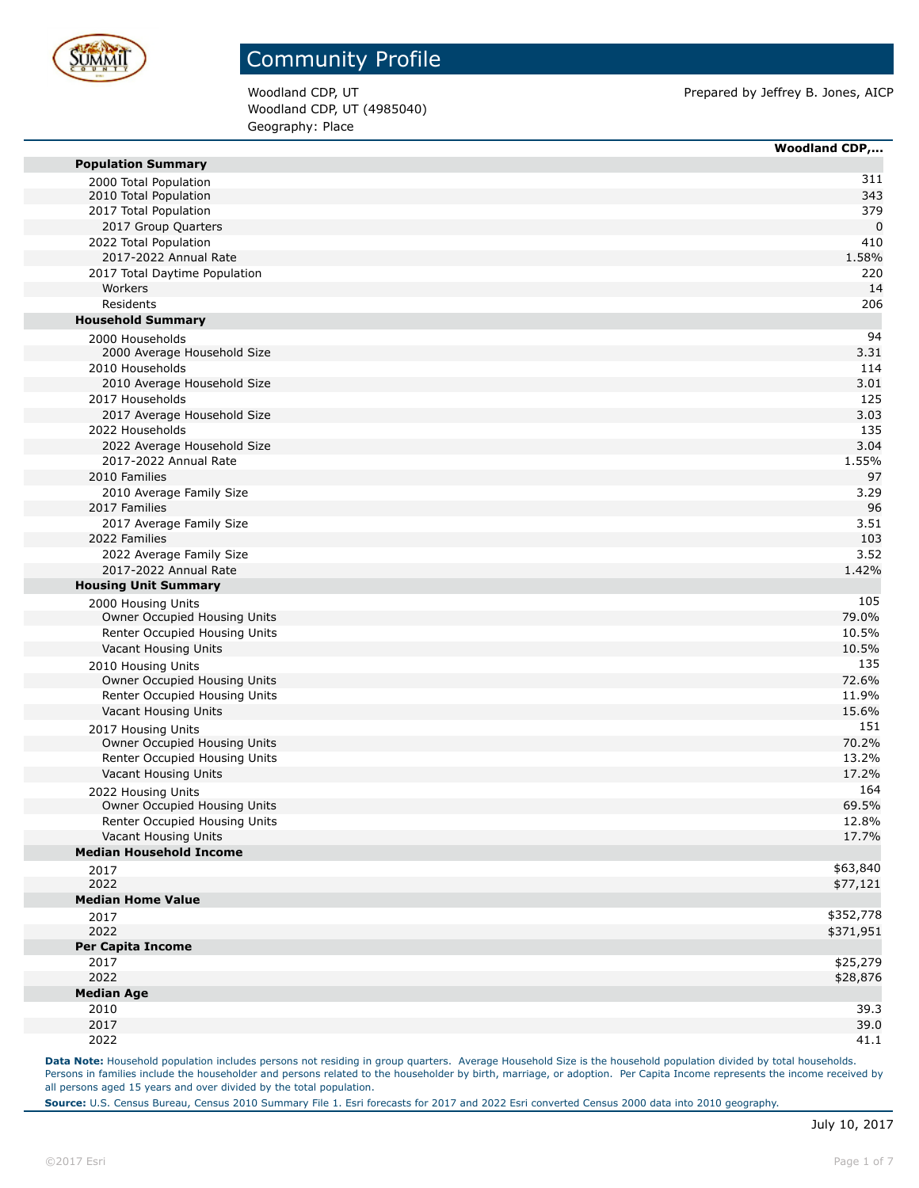# Community Profile

Woodland CDP, UT
Woodland CDP, UT (4985040)
Geography: Place

Prepared by Jeffrey B. Jones, AICP

| | Woodland CDP,... |
|---|---|
| **Population Summary** | |
| 2000 Total Population | 311 |
| 2010 Total Population | 343 |
| 2017 Total Population | 379 |
| 2017 Group Quarters | 0 |
| 2022 Total Population | 410 |
| 2017-2022 Annual Rate | 1.58% |
| 2017 Total Daytime Population | 220 |
| Workers | 14 |
| Residents | 206 |
| **Household Summary** | |
| 2000 Households | 94 |
| 2000 Average Household Size | 3.31 |
| 2010 Households | 114 |
| 2010 Average Household Size | 3.01 |
| 2017 Households | 125 |
| 2017 Average Household Size | 3.03 |
| 2022 Households | 135 |
| 2022 Average Household Size | 3.04 |
| 2017-2022 Annual Rate | 1.55% |
| 2010 Families | 97 |
| 2010 Average Family Size | 3.29 |
| 2017 Families | 96 |
| 2017 Average Family Size | 3.51 |
| 2022 Families | 103 |
| 2022 Average Family Size | 3.52 |
| 2017-2022 Annual Rate | 1.42% |
| **Housing Unit Summary** | |
| 2000 Housing Units | 105 |
| Owner Occupied Housing Units | 79.0% |
| Renter Occupied Housing Units | 10.5% |
| Vacant Housing Units | 10.5% |
| 2010 Housing Units | 135 |
| Owner Occupied Housing Units | 72.6% |
| Renter Occupied Housing Units | 11.9% |
| Vacant Housing Units | 15.6% |
| 2017 Housing Units | 151 |
| Owner Occupied Housing Units | 70.2% |
| Renter Occupied Housing Units | 13.2% |
| Vacant Housing Units | 17.2% |
| 2022 Housing Units | 164 |
| Owner Occupied Housing Units | 69.5% |
| Renter Occupied Housing Units | 12.8% |
| Vacant Housing Units | 17.7% |
| **Median Household Income** | |
| 2017 | $63,840 |
| 2022 | $77,121 |
| **Median Home Value** | |
| 2017 | $352,778 |
| 2022 | $371,951 |
| **Per Capita Income** | |
| 2017 | $25,279 |
| 2022 | $28,876 |
| **Median Age** | |
| 2010 | 39.3 |
| 2017 | 39.0 |
| 2022 | 41.1 |

**Data Note:** Household population includes persons not residing in group quarters. Average Household Size is the household population divided by total households. Persons in families include the householder and persons related to the householder by birth, marriage, or adoption. Per Capita Income represents the income received by all persons aged 15 years and over divided by the total population.

**Source:** U.S. Census Bureau, Census 2010 Summary File 1. Esri forecasts for 2017 and 2022 Esri converted Census 2000 data into 2010 geography.

July 10, 2017

©2017 Esri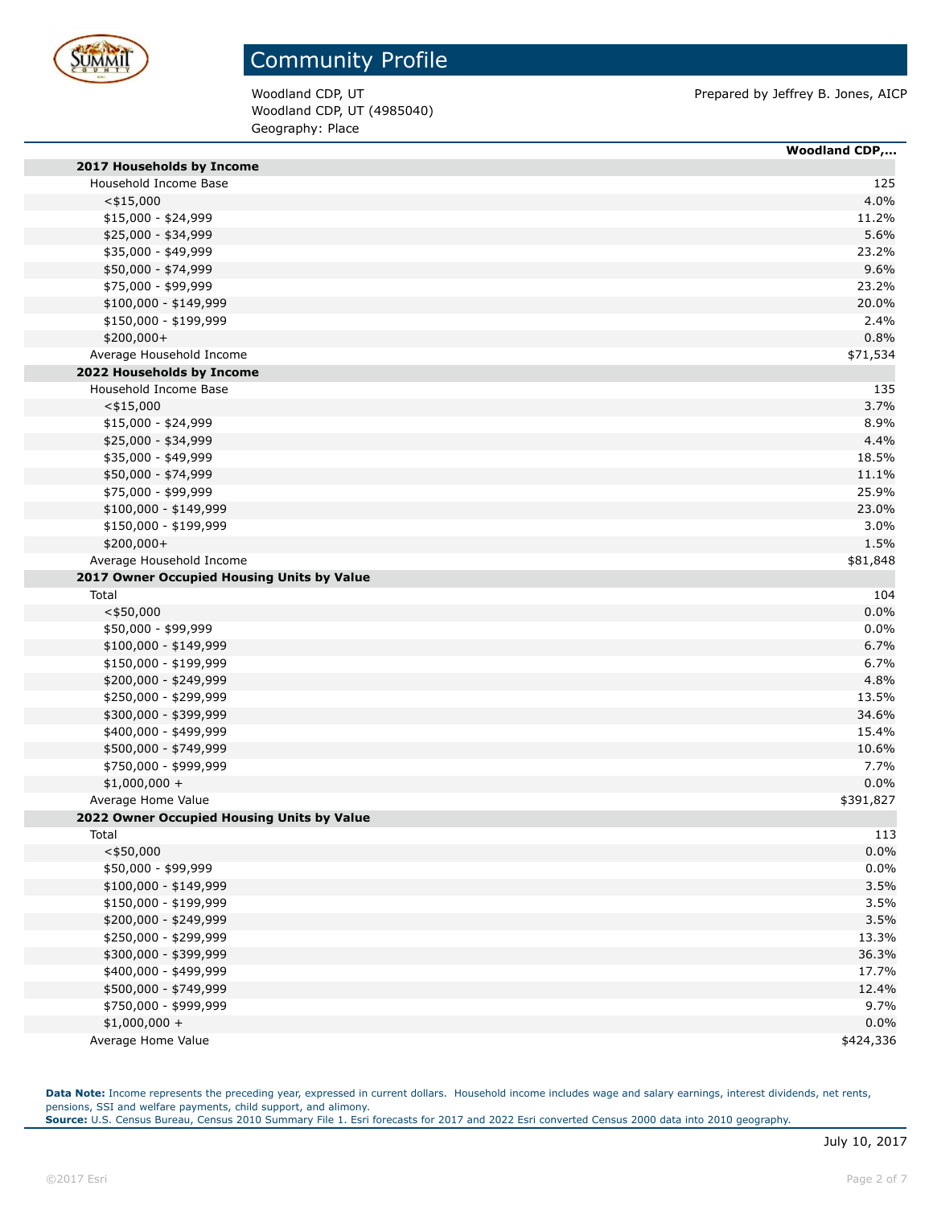# Community Profile

Woodland CDP, UT
Woodland CDP, UT (4985040)
Geography: Place

Prepared by Jeffrey B. Jones, AICP

| | Woodland CDP,... |
|---|---|
| **2017 Households by Income** | |
| Household Income Base | 125 |
| <$15,000 | 4.0% |
| $15,000 - $24,999 | 11.2% |
| $25,000 - $34,999 | 5.6% |
| $35,000 - $49,999 | 23.2% |
| $50,000 - $74,999 | 9.6% |
| $75,000 - $99,999 | 23.2% |
| $100,000 - $149,999 | 20.0% |
| $150,000 - $199,999 | 2.4% |
| $200,000+ | 0.8% |
| Average Household Income | $71,534 |
| **2022 Households by Income** | |
| Household Income Base | 135 |
| <$15,000 | 3.7% |
| $15,000 - $24,999 | 8.9% |
| $25,000 - $34,999 | 4.4% |
| $35,000 - $49,999 | 18.5% |
| $50,000 - $74,999 | 11.1% |
| $75,000 - $99,999 | 25.9% |
| $100,000 - $149,999 | 23.0% |
| $150,000 - $199,999 | 3.0% |
| $200,000+ | 1.5% |
| Average Household Income | $81,848 |
| **2017 Owner Occupied Housing Units by Value** | |
| Total | 104 |
| <$50,000 | 0.0% |
| $50,000 - $99,999 | 0.0% |
| $100,000 - $149,999 | 6.7% |
| $150,000 - $199,999 | 6.7% |
| $200,000 - $249,999 | 4.8% |
| $250,000 - $299,999 | 13.5% |
| $300,000 - $399,999 | 34.6% |
| $400,000 - $499,999 | 15.4% |
| $500,000 - $749,999 | 10.6% |
| $750,000 - $999,999 | 7.7% |
| $1,000,000 + | 0.0% |
| Average Home Value | $391,827 |
| **2022 Owner Occupied Housing Units by Value** | |
| Total | 113 |
| <$50,000 | 0.0% |
| $50,000 - $99,999 | 0.0% |
| $100,000 - $149,999 | 3.5% |
| $150,000 - $199,999 | 3.5% |
| $200,000 - $249,999 | 3.5% |
| $250,000 - $299,999 | 13.3% |
| $300,000 - $399,999 | 36.3% |
| $400,000 - $499,999 | 17.7% |
| $500,000 - $749,999 | 12.4% |
| $750,000 - $999,999 | 9.7% |
| $1,000,000 + | 0.0% |
| Average Home Value | $424,336 |

**Data Note:** Income represents the preceding year, expressed in current dollars. Household income includes wage and salary earnings, interest dividends, net rents, pensions, SSI and welfare payments, child support, and alimony.
**Source:** U.S. Census Bureau, Census 2010 Summary File 1. Esri forecasts for 2017 and 2022 Esri converted Census 2000 data into 2010 geography.

July 10, 2017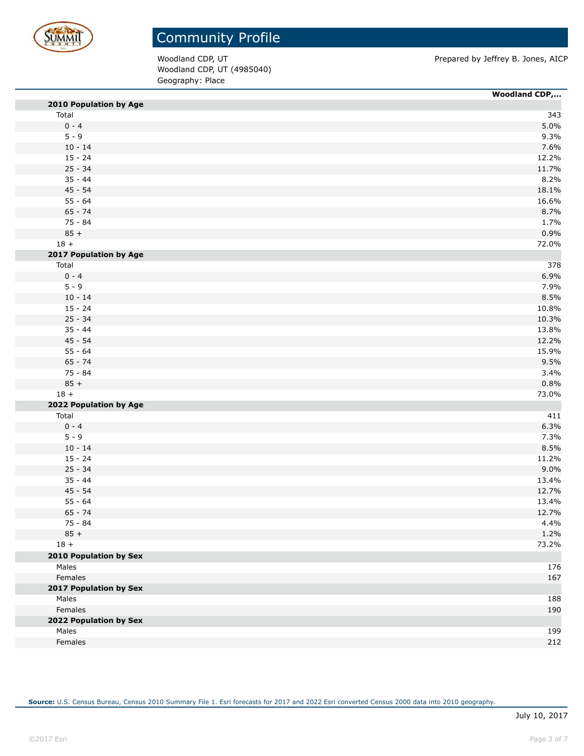# Community Profile

Woodland CDP, UT
Woodland CDP, UT (4985040)
Geography: Place

Prepared by Jeffrey B. Jones, AICP

| | Woodland CDP,... |
|---|---|
| **2010 Population by Age** | |
| Total | 343 |
| 0 - 4 | 5.0% |
| 5 - 9 | 9.3% |
| 10 - 14 | 7.6% |
| 15 - 24 | 12.2% |
| 25 - 34 | 11.7% |
| 35 - 44 | 8.2% |
| 45 - 54 | 18.1% |
| 55 - 64 | 16.6% |
| 65 - 74 | 8.7% |
| 75 - 84 | 1.7% |
| 85 + | 0.9% |
| 18 + | 72.0% |
| **2017 Population by Age** | |
| Total | 378 |
| 0 - 4 | 6.9% |
| 5 - 9 | 7.9% |
| 10 - 14 | 8.5% |
| 15 - 24 | 10.8% |
| 25 - 34 | 10.3% |
| 35 - 44 | 13.8% |
| 45 - 54 | 12.2% |
| 55 - 64 | 15.9% |
| 65 - 74 | 9.5% |
| 75 - 84 | 3.4% |
| 85 + | 0.8% |
| 18 + | 73.0% |
| **2022 Population by Age** | |
| Total | 411 |
| 0 - 4 | 6.3% |
| 5 - 9 | 7.3% |
| 10 - 14 | 8.5% |
| 15 - 24 | 11.2% |
| 25 - 34 | 9.0% |
| 35 - 44 | 13.4% |
| 45 - 54 | 12.7% |
| 55 - 64 | 13.4% |
| 65 - 74 | 12.7% |
| 75 - 84 | 4.4% |
| 85 + | 1.2% |
| 18 + | 73.2% |
| **2010 Population by Sex** | |
| Males | 176 |
| Females | 167 |
| **2017 Population by Sex** | |
| Males | 188 |
| Females | 190 |
| **2022 Population by Sex** | |
| Males | 199 |
| Females | 212 |

**Source:** U.S. Census Bureau, Census 2010 Summary File 1. Esri forecasts for 2017 and 2022 Esri converted Census 2000 data into 2010 geography.

July 10, 2017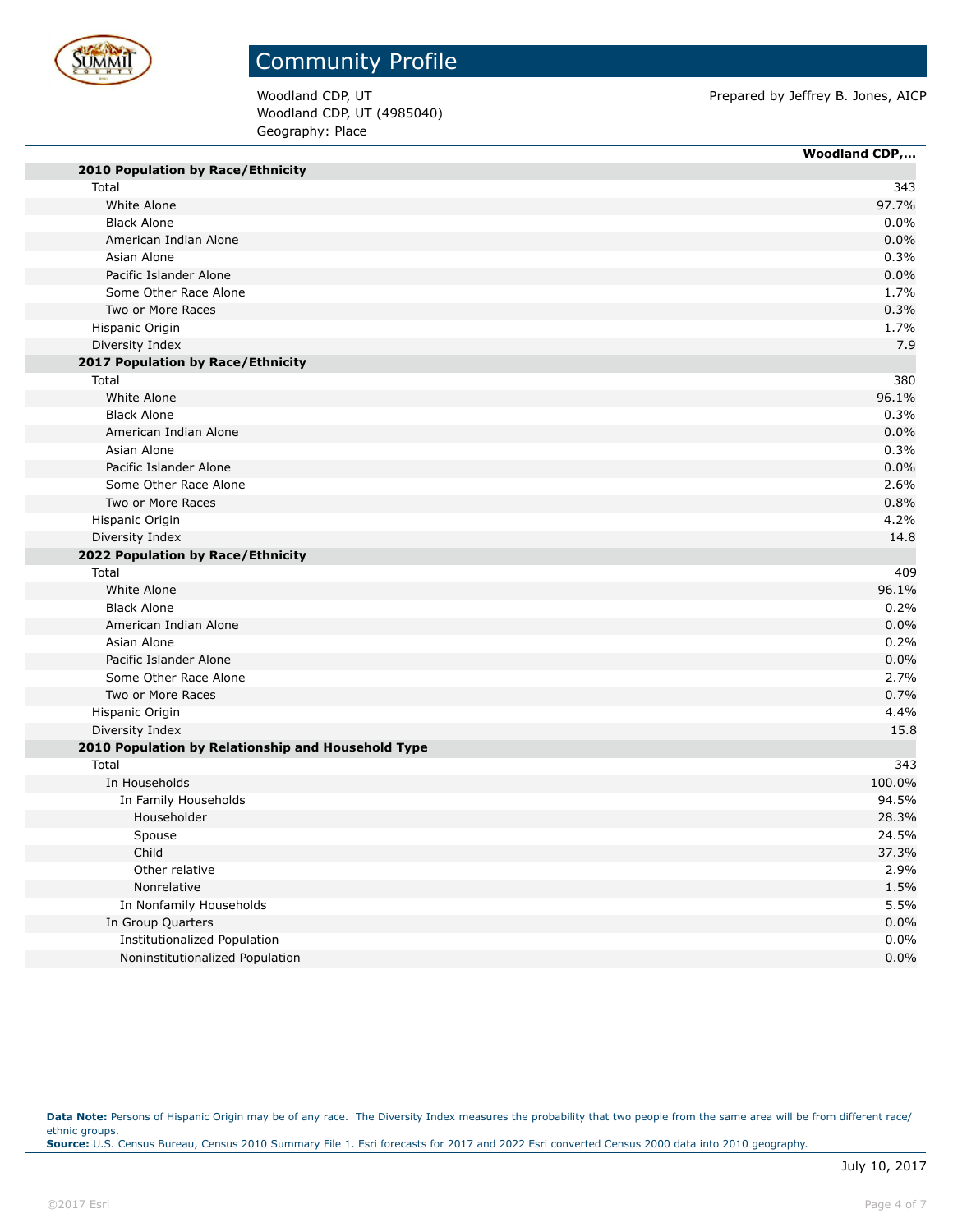# Community Profile

Woodland CDP, UT
Woodland CDP, UT (4985040)
Geography: Place

Prepared by Jeffrey B. Jones, AICP

| | Woodland CDP,... |
|---|---|
| **2010 Population by Race/Ethnicity** | |
| Total | 343 |
| White Alone | 97.7% |
| Black Alone | 0.0% |
| American Indian Alone | 0.0% |
| Asian Alone | 0.3% |
| Pacific Islander Alone | 0.0% |
| Some Other Race Alone | 1.7% |
| Two or More Races | 0.3% |
| Hispanic Origin | 1.7% |
| Diversity Index | 7.9 |
| **2017 Population by Race/Ethnicity** | |
| Total | 380 |
| White Alone | 96.1% |
| Black Alone | 0.3% |
| American Indian Alone | 0.0% |
| Asian Alone | 0.3% |
| Pacific Islander Alone | 0.0% |
| Some Other Race Alone | 2.6% |
| Two or More Races | 0.8% |
| Hispanic Origin | 4.2% |
| Diversity Index | 14.8 |
| **2022 Population by Race/Ethnicity** | |
| Total | 409 |
| White Alone | 96.1% |
| Black Alone | 0.2% |
| American Indian Alone | 0.0% |
| Asian Alone | 0.2% |
| Pacific Islander Alone | 0.0% |
| Some Other Race Alone | 2.7% |
| Two or More Races | 0.7% |
| Hispanic Origin | 4.4% |
| Diversity Index | 15.8 |
| **2010 Population by Relationship and Household Type** | |
| Total | 343 |
| In Households | 100.0% |
| In Family Households | 94.5% |
| Householder | 28.3% |
| Spouse | 24.5% |
| Child | 37.3% |
| Other relative | 2.9% |
| Nonrelative | 1.5% |
| In Nonfamily Households | 5.5% |
| In Group Quarters | 0.0% |
| Institutionalized Population | 0.0% |
| Noninstitutionalized Population | 0.0% |

**Data Note:** Persons of Hispanic Origin may be of any race. The Diversity Index measures the probability that two people from the same area will be from different race/ethnic groups.
**Source:** U.S. Census Bureau, Census 2010 Summary File 1. Esri forecasts for 2017 and 2022 Esri converted Census 2000 data into 2010 geography.

July 10, 2017

©2017 Esri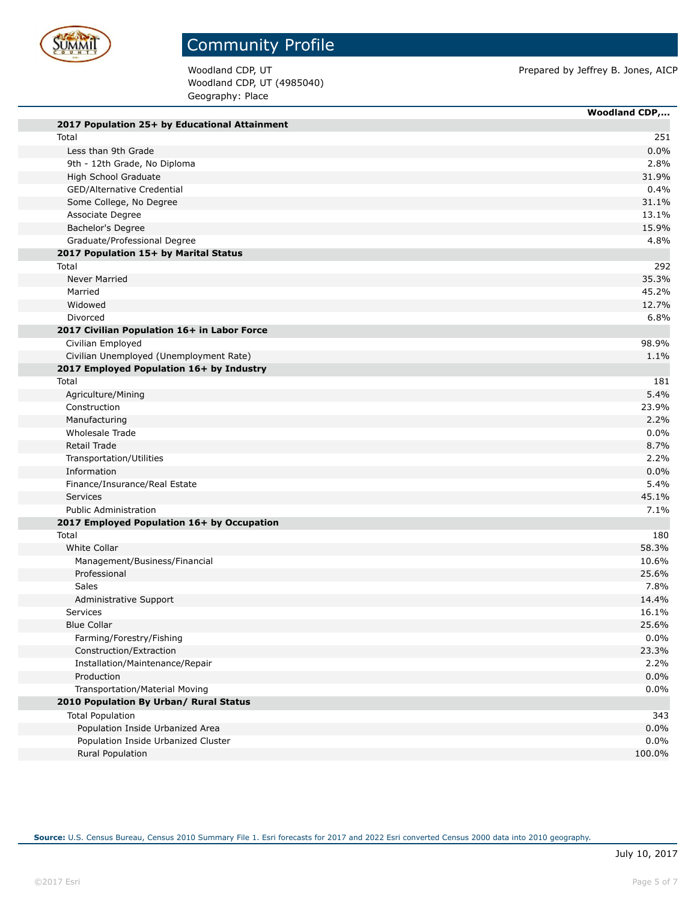# Community Profile

Woodland CDP, UT
Woodland CDP, UT (4985040)
Geography: Place

Prepared by Jeffrey B. Jones, AICP

| | Woodland CDP,... |
|---|---|
| **2017 Population 25+ by Educational Attainment** | |
| Total | 251 |
| Less than 9th Grade | 0.0% |
| 9th - 12th Grade, No Diploma | 2.8% |
| High School Graduate | 31.9% |
| GED/Alternative Credential | 0.4% |
| Some College, No Degree | 31.1% |
| Associate Degree | 13.1% |
| Bachelor's Degree | 15.9% |
| Graduate/Professional Degree | 4.8% |
| **2017 Population 15+ by Marital Status** | |
| Total | 292 |
| Never Married | 35.3% |
| Married | 45.2% |
| Widowed | 12.7% |
| Divorced | 6.8% |
| **2017 Civilian Population 16+ in Labor Force** | |
| Civilian Employed | 98.9% |
| Civilian Unemployed (Unemployment Rate) | 1.1% |
| **2017 Employed Population 16+ by Industry** | |
| Total | 181 |
| Agriculture/Mining | 5.4% |
| Construction | 23.9% |
| Manufacturing | 2.2% |
| Wholesale Trade | 0.0% |
| Retail Trade | 8.7% |
| Transportation/Utilities | 2.2% |
| Information | 0.0% |
| Finance/Insurance/Real Estate | 5.4% |
| Services | 45.1% |
| Public Administration | 7.1% |
| **2017 Employed Population 16+ by Occupation** | |
| Total | 180 |
| White Collar | 58.3% |
| Management/Business/Financial | 10.6% |
| Professional | 25.6% |
| Sales | 7.8% |
| Administrative Support | 14.4% |
| Services | 16.1% |
| Blue Collar | 25.6% |
| Farming/Forestry/Fishing | 0.0% |
| Construction/Extraction | 23.3% |
| Installation/Maintenance/Repair | 2.2% |
| Production | 0.0% |
| Transportation/Material Moving | 0.0% |
| **2010 Population By Urban/ Rural Status** | |
| Total Population | 343 |
| Population Inside Urbanized Area | 0.0% |
| Population Inside Urbanized Cluster | 0.0% |
| Rural Population | 100.0% |

**Source:** U.S. Census Bureau, Census 2010 Summary File 1. Esri forecasts for 2017 and 2022 Esri converted Census 2000 data into 2010 geography.

July 10, 2017

©2017 Esri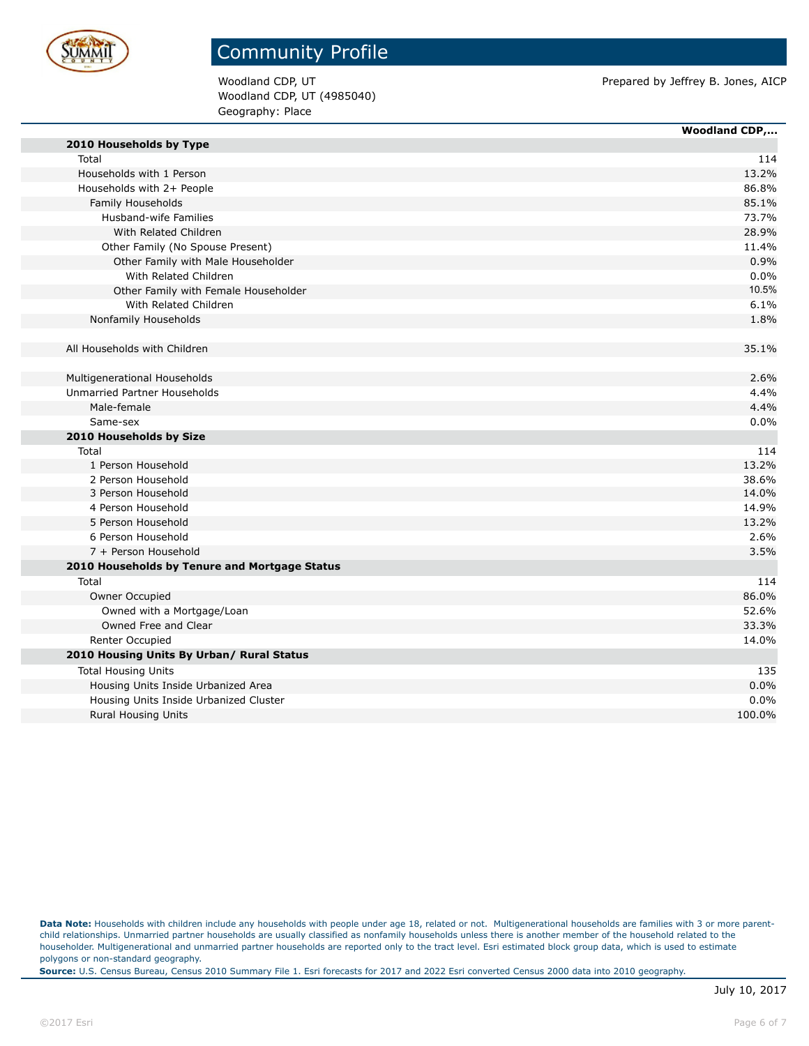# Community Profile

Woodland CDP, UT
Woodland CDP, UT (4985040)
Geography: Place

Prepared by Jeffrey B. Jones, AICP

| | Woodland CDP,... |
|---|---|
| **2010 Households by Type** | |
| Total | 114 |
| Households with 1 Person | 13.2% |
| Households with 2+ People | 86.8% |
| Family Households | 85.1% |
| Husband-wife Families | 73.7% |
| With Related Children | 28.9% |
| Other Family (No Spouse Present) | 11.4% |
| Other Family with Male Householder | 0.9% |
| With Related Children | 0.0% |
| Other Family with Female Householder | 10.5% |
| With Related Children | 6.1% |
| Nonfamily Households | 1.8% |
| | |
| All Households with Children | 35.1% |
| | |
| Multigenerational Households | 2.6% |
| Unmarried Partner Households | 4.4% |
| Male-female | 4.4% |
| Same-sex | 0.0% |
| **2010 Households by Size** | |
| Total | 114 |
| 1 Person Household | 13.2% |
| 2 Person Household | 38.6% |
| 3 Person Household | 14.0% |
| 4 Person Household | 14.9% |
| 5 Person Household | 13.2% |
| 6 Person Household | 2.6% |
| 7 + Person Household | 3.5% |
| **2010 Households by Tenure and Mortgage Status** | |
| Total | 114 |
| Owner Occupied | 86.0% |
| Owned with a Mortgage/Loan | 52.6% |
| Owned Free and Clear | 33.3% |
| Renter Occupied | 14.0% |
| **2010 Housing Units By Urban/ Rural Status** | |
| Total Housing Units | 135 |
| Housing Units Inside Urbanized Area | 0.0% |
| Housing Units Inside Urbanized Cluster | 0.0% |
| Rural Housing Units | 100.0% |

**Data Note:** Households with children include any households with people under age 18, related or not. Multigenerational households are families with 3 or more parent-child relationships. Unmarried partner households are usually classified as nonfamily households unless there is another member of the household related to the householder. Multigenerational and unmarried partner households are reported only to the tract level. Esri estimated block group data, which is used to estimate polygons or non-standard geography.

**Source:** U.S. Census Bureau, Census 2010 Summary File 1. Esri forecasts for 2017 and 2022 Esri converted Census 2000 data into 2010 geography.

July 10, 2017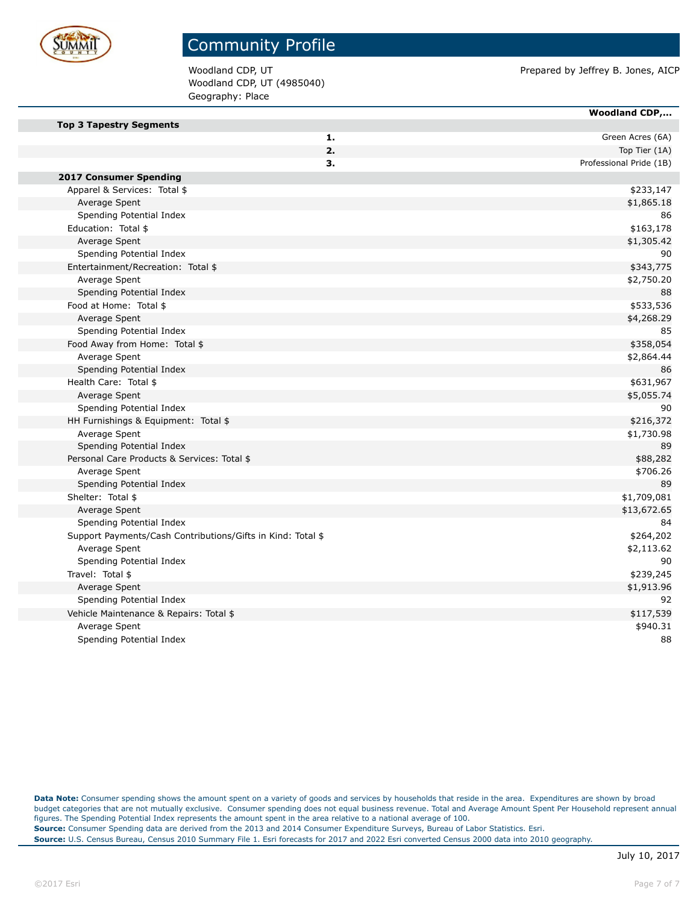# Community Profile

Woodland CDP, UT
Woodland CDP, UT (4985040)
Geography: Place

Prepared by Jeffrey B. Jones, AICP

| | | Woodland CDP,... |
|---|---|---|
| **Top 3 Tapestry Segments** | | |
| | **1.** | Green Acres (6A) |
| | **2.** | Top Tier (1A) |
| | **3.** | Professional Pride (1B) |
| **2017 Consumer Spending** | | |
| Apparel & Services: Total $ | | $233,147 |
| Average Spent | | $1,865.18 |
| Spending Potential Index | | 86 |
| Education: Total $ | | $163,178 |
| Average Spent | | $1,305.42 |
| Spending Potential Index | | 90 |
| Entertainment/Recreation: Total $ | | $343,775 |
| Average Spent | | $2,750.20 |
| Spending Potential Index | | 88 |
| Food at Home: Total $ | | $533,536 |
| Average Spent | | $4,268.29 |
| Spending Potential Index | | 85 |
| Food Away from Home: Total $ | | $358,054 |
| Average Spent | | $2,864.44 |
| Spending Potential Index | | 86 |
| Health Care: Total $ | | $631,967 |
| Average Spent | | $5,055.74 |
| Spending Potential Index | | 90 |
| HH Furnishings & Equipment: Total $ | | $216,372 |
| Average Spent | | $1,730.98 |
| Spending Potential Index | | 89 |
| Personal Care Products & Services: Total $ | | $88,282 |
| Average Spent | | $706.26 |
| Spending Potential Index | | 89 |
| Shelter: Total $ | | $1,709,081 |
| Average Spent | | $13,672.65 |
| Spending Potential Index | | 84 |
| Support Payments/Cash Contributions/Gifts in Kind: Total $ | | $264,202 |
| Average Spent | | $2,113.62 |
| Spending Potential Index | | 90 |
| Travel: Total $ | | $239,245 |
| Average Spent | | $1,913.96 |
| Spending Potential Index | | 92 |
| Vehicle Maintenance & Repairs: Total $ | | $117,539 |
| Average Spent | | $940.31 |
| Spending Potential Index | | 88 |

**Data Note:** Consumer spending shows the amount spent on a variety of goods and services by households that reside in the area. Expenditures are shown by broad budget categories that are not mutually exclusive. Consumer spending does not equal business revenue. Total and Average Amount Spent Per Household represent annual figures. The Spending Potential Index represents the amount spent in the area relative to a national average of 100.
**Source:** Consumer Spending data are derived from the 2013 and 2014 Consumer Expenditure Surveys, Bureau of Labor Statistics. Esri.
**Source:** U.S. Census Bureau, Census 2010 Summary File 1. Esri forecasts for 2017 and 2022 Esri converted Census 2000 data into 2010 geography.

July 10, 2017